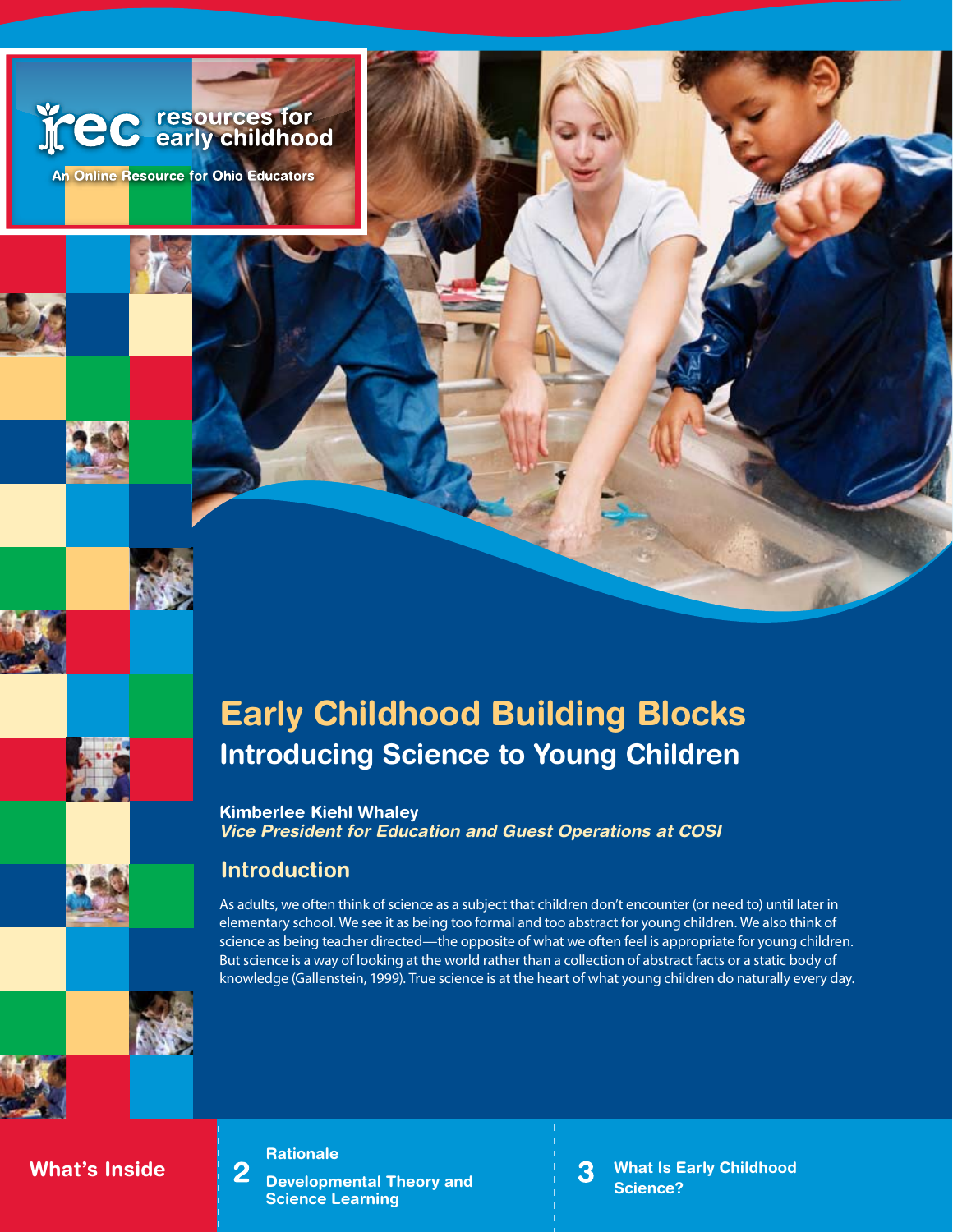rec resources for early childhood

An Online Resource for Ohio Educators

# Early Childhood Building Blocks

## Introducing Science to Young Children

**Kimberlee Kiehl Whaley**
***Vice President for Education and Guest Operations at COSI***

## Introduction

As adults, we often think of science as a subject that children don't encounter (or need to) until later in elementary school. We see it as being too formal and too abstract for young children. We also think of science as being teacher directed—the opposite of what we often feel is appropriate for young children. But science is a way of looking at the world rather than a collection of abstract facts or a static body of knowledge (Gallenstein, 1999). True science is at the heart of what young children do naturally every day.

**What's Inside**

2 **Rationale**
**Developmental Theory and Science Learning**

3 **What Is Early Childhood Science?**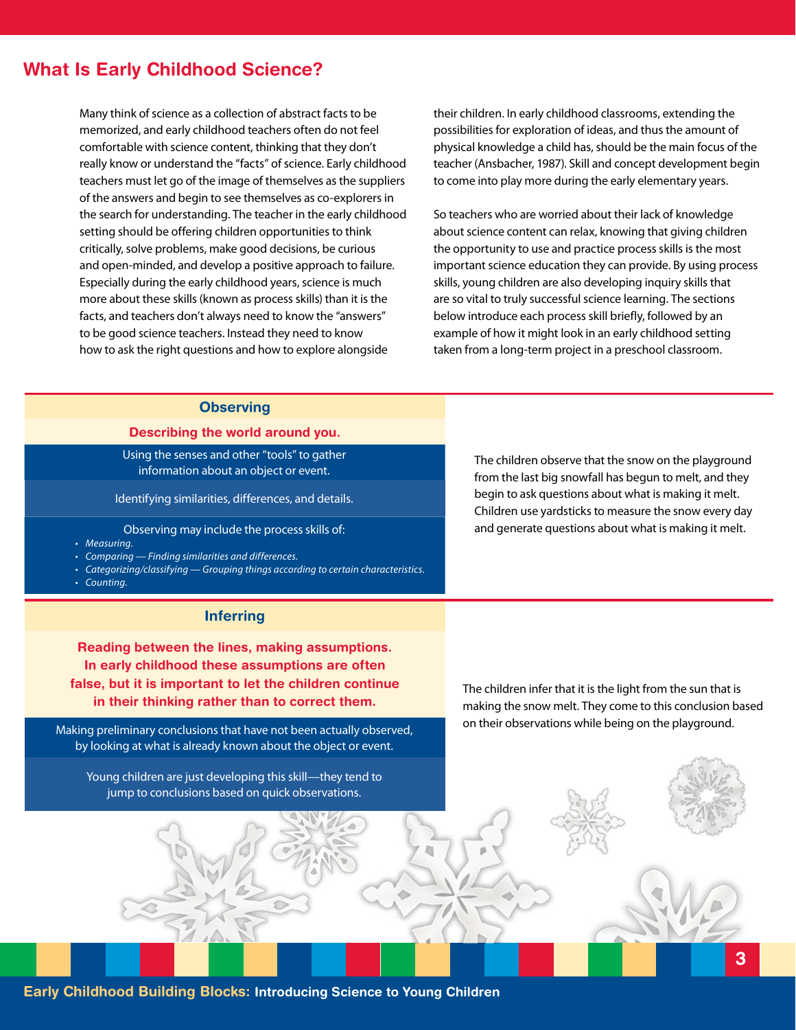## What Is Early Childhood Science?

Many think of science as a collection of abstract facts to be memorized, and early childhood teachers often do not feel comfortable with science content, thinking that they don't really know or understand the "facts" of science. Early childhood teachers must let go of the image of themselves as the suppliers of the answers and begin to see themselves as co-explorers in the search for understanding. The teacher in the early childhood setting should be offering children opportunities to think critically, solve problems, make good decisions, be curious and open-minded, and develop a positive approach to failure. Especially during the early childhood years, science is much more about these skills (known as process skills) than it is the facts, and teachers don't always need to know the "answers" to be good science teachers. Instead they need to know how to ask the right questions and how to explore alongside their children. In early childhood classrooms, extending the possibilities for exploration of ideas, and thus the amount of physical knowledge a child has, should be the main focus of the teacher (Ansbacher, 1987). Skill and concept development begin to come into play more during the early elementary years.

So teachers who are worried about their lack of knowledge about science content can relax, knowing that giving children the opportunity to use and practice process skills is the most important science education they can provide. By using process skills, young children are also developing inquiry skills that are so vital to truly successful science learning. The sections below introduce each process skill briefly, followed by an example of how it might look in an early childhood setting taken from a long-term project in a preschool classroom.

### Observing

**Describing the world around you.**

Using the senses and other "tools" to gather information about an object or event.

Identifying similarities, differences, and details.

Observing may include the process skills of:

- *Measuring.*
- *Comparing — Finding similarities and differences.*
- *Categorizing/classifying — Grouping things according to certain characteristics.*
- *Counting.*

The children observe that the snow on the playground from the last big snowfall has begun to melt, and they begin to ask questions about what is making it melt. Children use yardsticks to measure the snow every day and generate questions about what is making it melt.

### Inferring

**Reading between the lines, making assumptions. In early childhood these assumptions are often false, but it is important to let the children continue in their thinking rather than to correct them.**

Making preliminary conclusions that have not been actually observed, by looking at what is already known about the object or event.

Young children are just developing this skill—they tend to jump to conclusions based on quick observations.

The children infer that it is the light from the sun that is making the snow melt. They come to this conclusion based on their observations while being on the playground.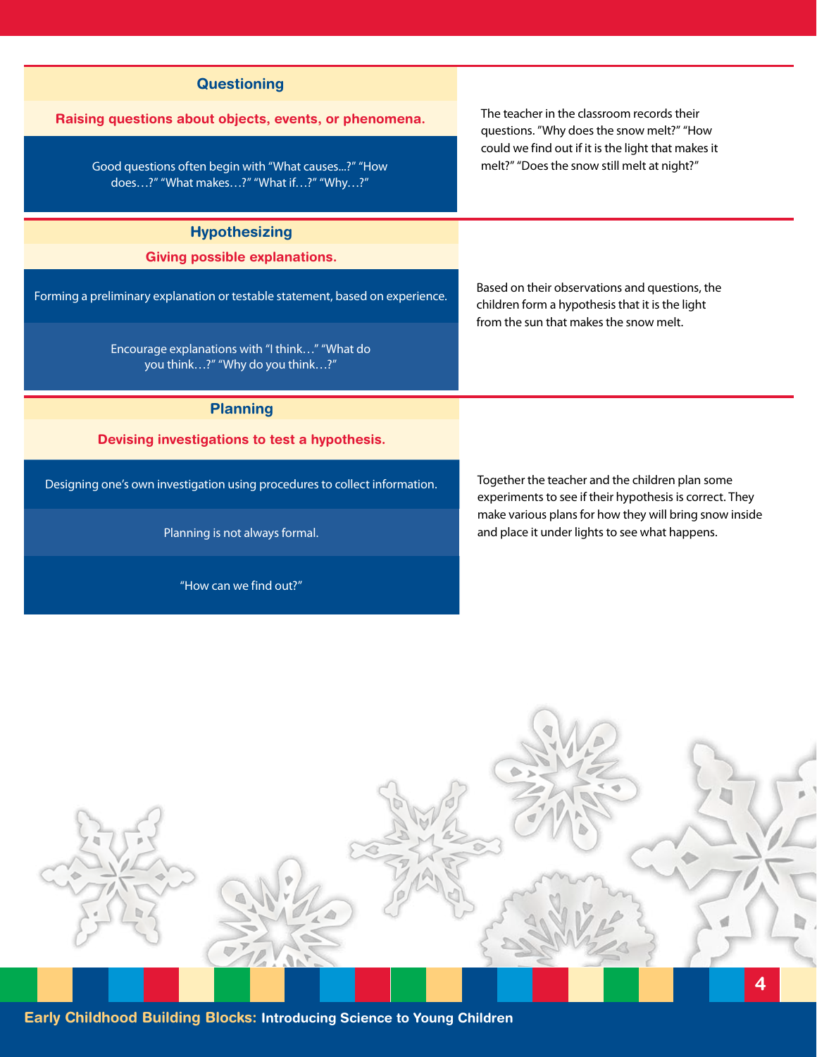### Questioning

**Raising questions about objects, events, or phenomena.**

Good questions often begin with "What causes...?" "How does…?" "What makes…?" "What if…?" "Why…?"

The teacher in the classroom records their questions. "Why does the snow melt?" "How could we find out if it is the light that makes it melt?" "Does the snow still melt at night?"

### Hypothesizing

**Giving possible explanations.**

Forming a preliminary explanation or testable statement, based on experience.

Encourage explanations with "I think…" "What do you think…?" "Why do you think…?"

Based on their observations and questions, the children form a hypothesis that it is the light from the sun that makes the snow melt.

### Planning

**Devising investigations to test a hypothesis.**

Designing one's own investigation using procedures to collect information.

Planning is not always formal.

"How can we find out?"

Together the teacher and the children plan some experiments to see if their hypothesis is correct. They make various plans for how they will bring snow inside and place it under lights to see what happens.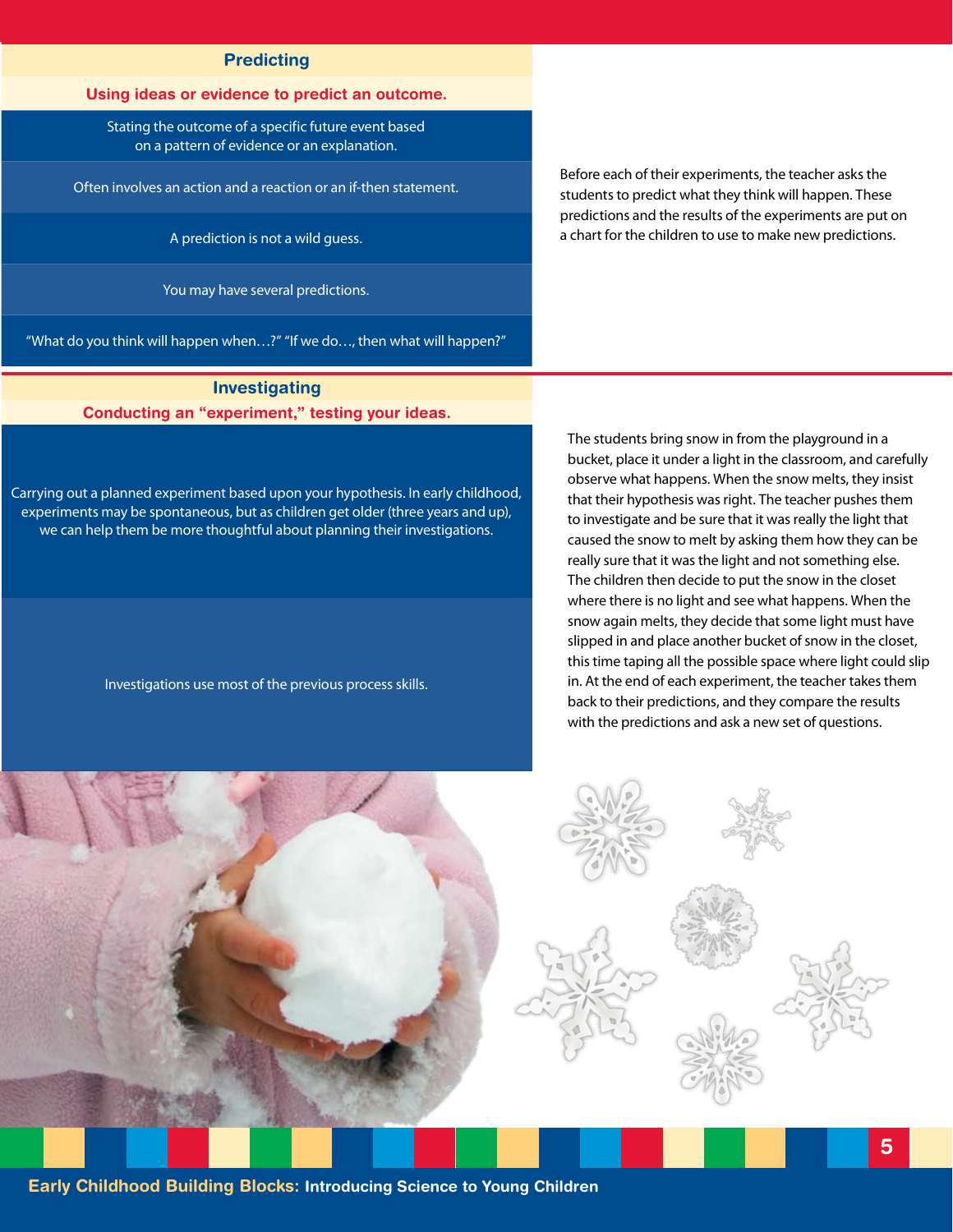## Predicting

**Using ideas or evidence to predict an outcome.**

Stating the outcome of a specific future event based on a pattern of evidence or an explanation.

Often involves an action and a reaction or an if-then statement.

A prediction is not a wild guess.

You may have several predictions.

"What do you think will happen when…?" "If we do…, then what will happen?"

Before each of their experiments, the teacher asks the students to predict what they think will happen. These predictions and the results of the experiments are put on a chart for the children to use to make new predictions.

## Investigating

**Conducting an "experiment," testing your ideas.**

Carrying out a planned experiment based upon your hypothesis. In early childhood, experiments may be spontaneous, but as children get older (three years and up), we can help them be more thoughtful about planning their investigations.

Investigations use most of the previous process skills.

The students bring snow in from the playground in a bucket, place it under a light in the classroom, and carefully observe what happens. When the snow melts, they insist that their hypothesis was right. The teacher pushes them to investigate and be sure that it was really the light that caused the snow to melt by asking them how they can be really sure that it was the light and not something else. The children then decide to put the snow in the closet where there is no light and see what happens. When the snow again melts, they decide that some light must have slipped in and place another bucket of snow in the closet, this time taping all the possible space where light could slip in. At the end of each experiment, the teacher takes them back to their predictions, and they compare the results with the predictions and ask a new set of questions.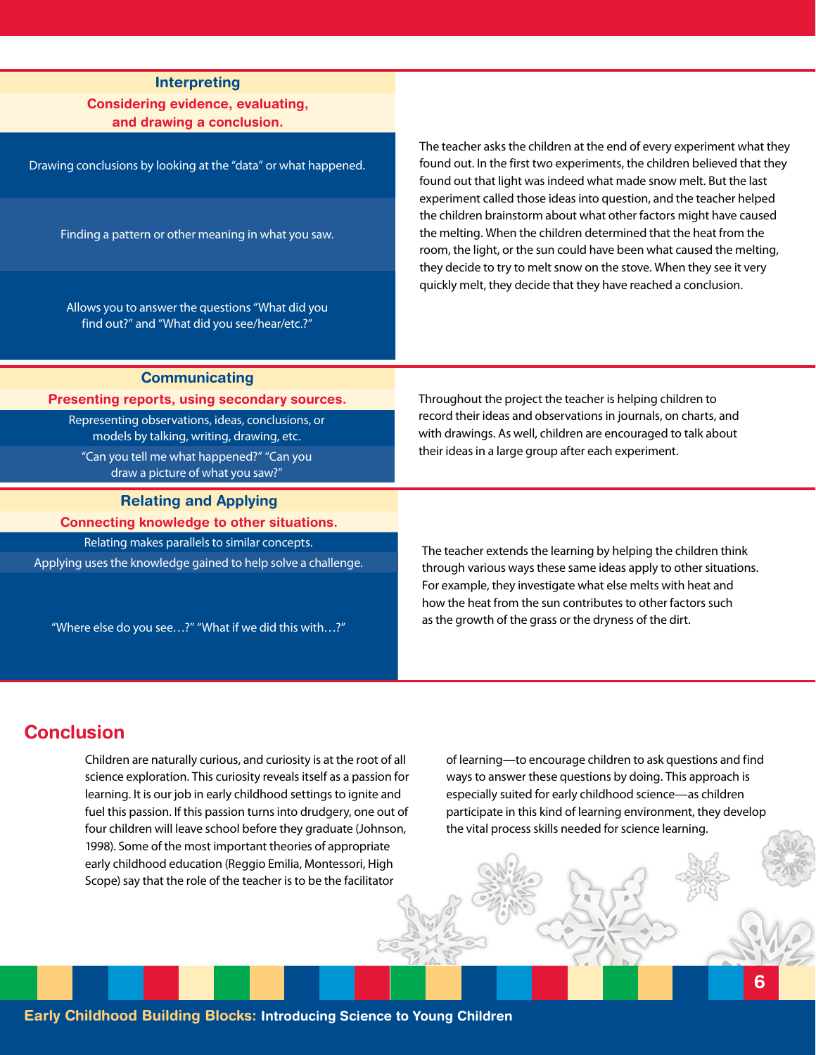| Process Skill | Example |
|---|---|
| **Interpreting**<br>**Considering evidence, evaluating, and drawing a conclusion.**<br>Drawing conclusions by looking at the "data" or what happened.<br>Finding a pattern or other meaning in what you saw.<br>Allows you to answer the questions "What did you find out?" and "What did you see/hear/etc.?" | The teacher asks the children at the end of every experiment what they found out. In the first two experiments, the children believed that they found out that light was indeed what made snow melt. But the last experiment called those ideas into question, and the teacher helped the children brainstorm about what other factors might have caused the melting. When the children determined that the heat from the room, the light, or the sun could have been what caused the melting, they decide to try to melt snow on the stove. When they see it very quickly melt, they decide that they have reached a conclusion. |
| **Communicating**<br>**Presenting reports, using secondary sources.**<br>Representing observations, ideas, conclusions, or models by talking, writing, drawing, etc.<br>"Can you tell me what happened?" "Can you draw a picture of what you saw?" | Throughout the project the teacher is helping children to record their ideas and observations in journals, on charts, and with drawings. As well, children are encouraged to talk about their ideas in a large group after each experiment. |
| **Relating and Applying**<br>**Connecting knowledge to other situations.**<br>Relating makes parallels to similar concepts.<br>Applying uses the knowledge gained to help solve a challenge.<br>"Where else do you see…?" "What if we did this with…?" | The teacher extends the learning by helping the children think through various ways these same ideas apply to other situations. For example, they investigate what else melts with heat and how the heat from the sun contributes to other factors such as the growth of the grass or the dryness of the dirt. |

## Conclusion

Children are naturally curious, and curiosity is at the root of all science exploration. This curiosity reveals itself as a passion for learning. It is our job in early childhood settings to ignite and fuel this passion. If this passion turns into drudgery, one out of four children will leave school before they graduate (Johnson, 1998). Some of the most important theories of appropriate early childhood education (Reggio Emilia, Montessori, High Scope) say that the role of the teacher is to be the facilitator of learning—to encourage children to ask questions and find ways to answer these questions by doing. This approach is especially suited for early childhood science—as children participate in this kind of learning environment, they develop the vital process skills needed for science learning.